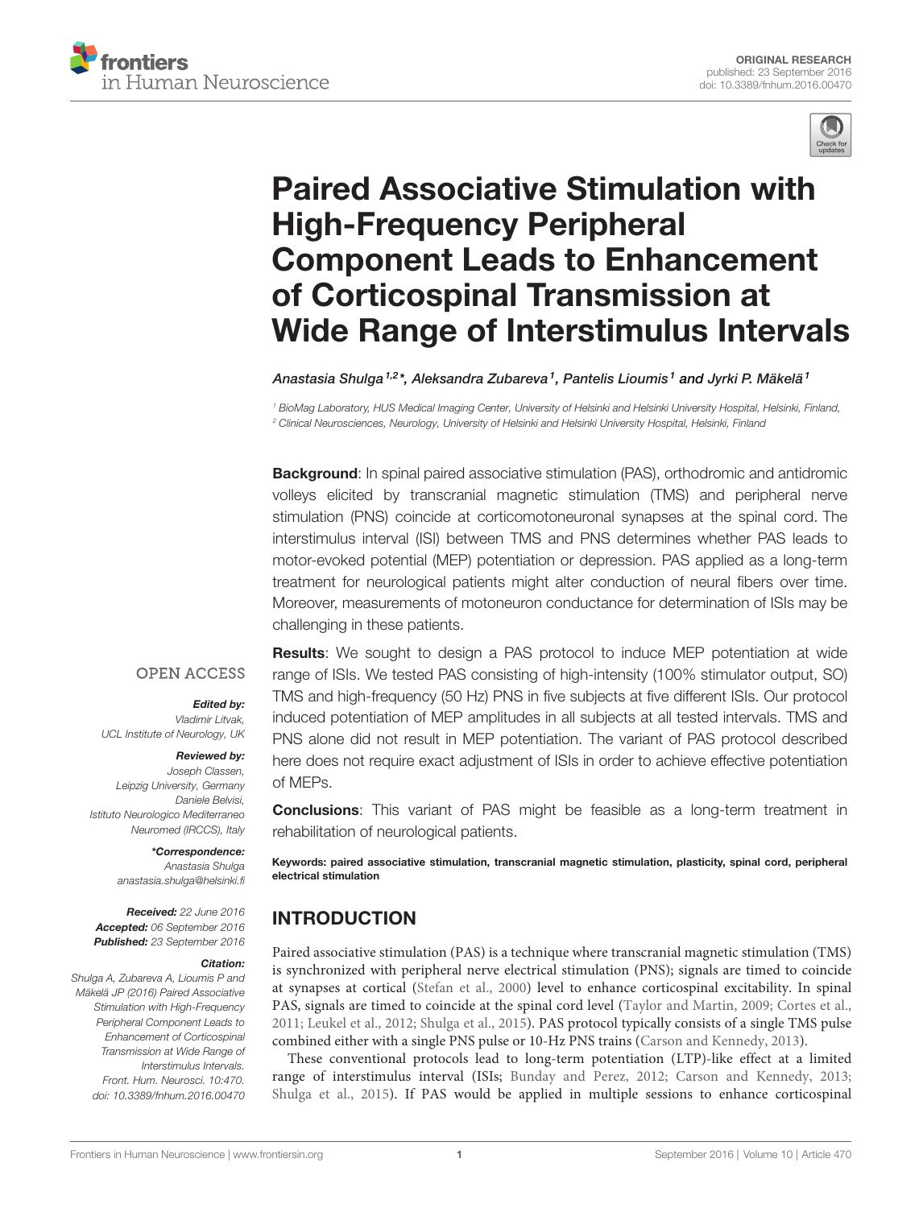ORIGINAL RESEARCH
published: 23 September 2016
doi: 10.3389/fnhum.2016.00470

# Paired Associative Stimulation with High-Frequency Peripheral Component Leads to Enhancement of Corticospinal Transmission at Wide Range of Interstimulus Intervals

*Anastasia Shulga[1,2]\*, Aleksandra Zubareva[1], Pantelis Lioumis[1] and Jyrki P. Mäkelä[1]*

[1] BioMag Laboratory, HUS Medical Imaging Center, University of Helsinki and Helsinki University Hospital, Helsinki, Finland,
[2] Clinical Neurosciences, Neurology, University of Helsinki and Helsinki University Hospital, Helsinki, Finland

**Background**: In spinal paired associative stimulation (PAS), orthodromic and antidromic volleys elicited by transcranial magnetic stimulation (TMS) and peripheral nerve stimulation (PNS) coincide at corticomotoneuronal synapses at the spinal cord. The interstimulus interval (ISI) between TMS and PNS determines whether PAS leads to motor-evoked potential (MEP) potentiation or depression. PAS applied as a long-term treatment for neurological patients might alter conduction of neural fibers over time. Moreover, measurements of motoneuron conductance for determination of ISIs may be challenging in these patients.

**Results**: We sought to design a PAS protocol to induce MEP potentiation at wide range of ISIs. We tested PAS consisting of high-intensity (100% stimulator output, SO) TMS and high-frequency (50 Hz) PNS in five subjects at five different ISIs. Our protocol induced potentiation of MEP amplitudes in all subjects at all tested intervals. TMS and PNS alone did not result in MEP potentiation. The variant of PAS protocol described here does not require exact adjustment of ISIs in order to achieve effective potentiation of MEPs.

**Conclusions**: This variant of PAS might be feasible as a long-term treatment in rehabilitation of neurological patients.

**Keywords: paired associative stimulation, transcranial magnetic stimulation, plasticity, spinal cord, peripheral electrical stimulation**

OPEN ACCESS

***Edited by:***
*Vladimir Litvak,*
*UCL Institute of Neurology, UK*

***Reviewed by:***
*Joseph Classen,*
*Leipzig University, Germany*
*Daniele Belvisi,*
*Istituto Neurologico Mediterraneo Neuromed (IRCCS), Italy*

***\*Correspondence:***
*Anastasia Shulga*
*anastasia.shulga@helsinki.fi*

***Received:*** *22 June 2016*
***Accepted:*** *06 September 2016*
***Published:*** *23 September 2016*

***Citation:***
*Shulga A, Zubareva A, Lioumis P and Mäkelä JP (2016) Paired Associative Stimulation with High-Frequency Peripheral Component Leads to Enhancement of Corticospinal Transmission at Wide Range of Interstimulus Intervals. Front. Hum. Neurosci. 10:470. doi: 10.3389/fnhum.2016.00470*

## INTRODUCTION

Paired associative stimulation (PAS) is a technique where transcranial magnetic stimulation (TMS) is synchronized with peripheral nerve electrical stimulation (PNS); signals are timed to coincide at synapses at cortical (Stefan et al., 2000) level to enhance corticospinal excitability. In spinal PAS, signals are timed to coincide at the spinal cord level (Taylor and Martin, 2009; Cortes et al., 2011; Leukel et al., 2012; Shulga et al., 2015). PAS protocol typically consists of a single TMS pulse combined either with a single PNS pulse or 10-Hz PNS trains (Carson and Kennedy, 2013).

These conventional protocols lead to long-term potentiation (LTP)-like effect at a limited range of interstimulus interval (ISIs; Bunday and Perez, 2012; Carson and Kennedy, 2013; Shulga et al., 2015). If PAS would be applied in multiple sessions to enhance corticospinal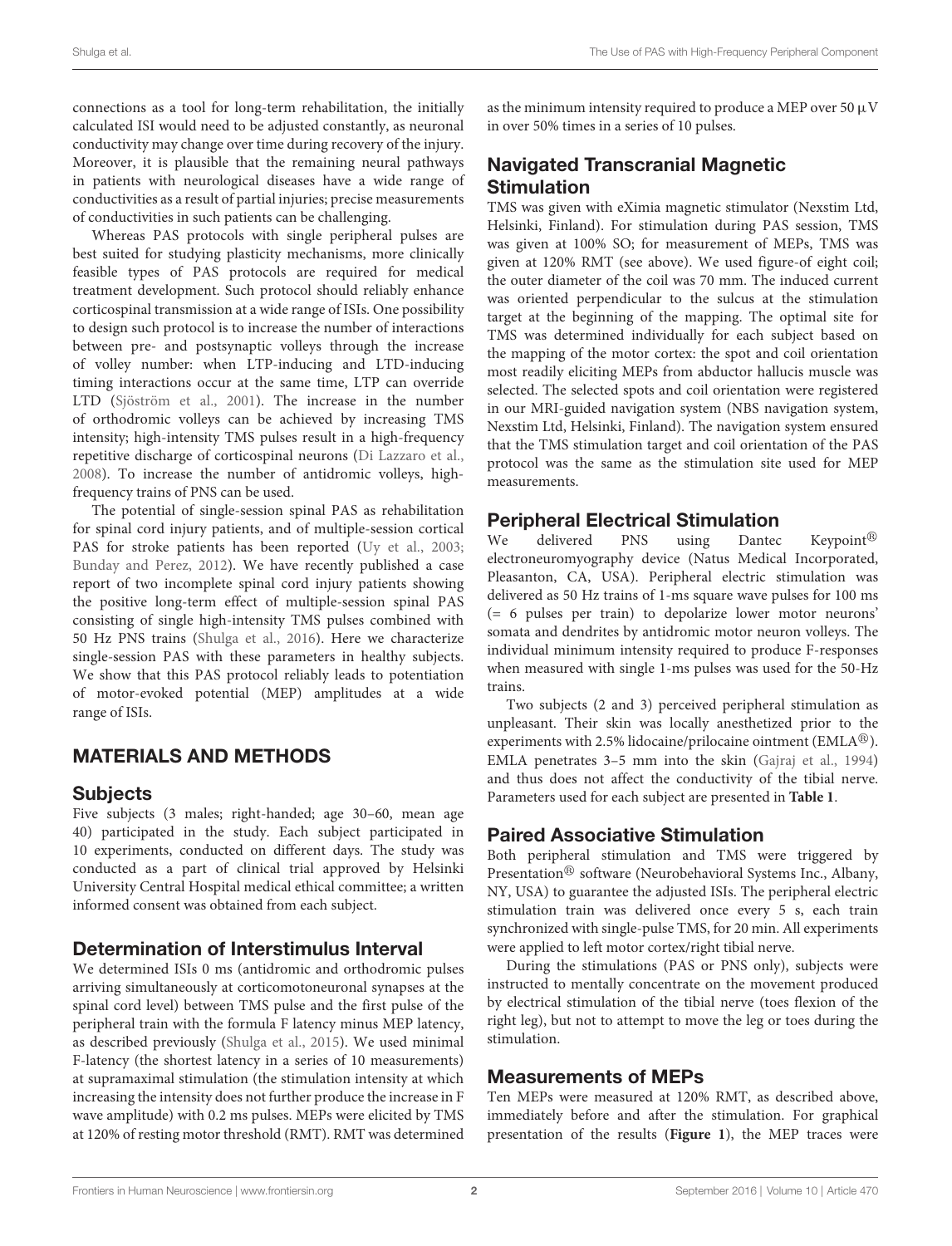connections as a tool for long-term rehabilitation, the initially calculated ISI would need to be adjusted constantly, as neuronal conductivity may change over time during recovery of the injury. Moreover, it is plausible that the remaining neural pathways in patients with neurological diseases have a wide range of conductivities as a result of partial injuries; precise measurements of conductivities in such patients can be challenging.

Whereas PAS protocols with single peripheral pulses are best suited for studying plasticity mechanisms, more clinically feasible types of PAS protocols are required for medical treatment development. Such protocol should reliably enhance corticospinal transmission at a wide range of ISIs. One possibility to design such protocol is to increase the number of interactions between pre- and postsynaptic volleys through the increase of volley number: when LTP-inducing and LTD-inducing timing interactions occur at the same time, LTP can override LTD (Sjöström et al., 2001). The increase in the number of orthodromic volleys can be achieved by increasing TMS intensity; high-intensity TMS pulses result in a high-frequency repetitive discharge of corticospinal neurons (Di Lazzaro et al., 2008). To increase the number of antidromic volleys, high-frequency trains of PNS can be used.

The potential of single-session spinal PAS as rehabilitation for spinal cord injury patients, and of multiple-session cortical PAS for stroke patients has been reported (Uy et al., 2003; Bunday and Perez, 2012). We have recently published a case report of two incomplete spinal cord injury patients showing the positive long-term effect of multiple-session spinal PAS consisting of single high-intensity TMS pulses combined with 50 Hz PNS trains (Shulga et al., 2016). Here we characterize single-session PAS with these parameters in healthy subjects. We show that this PAS protocol reliably leads to potentiation of motor-evoked potential (MEP) amplitudes at a wide range of ISIs.

## MATERIALS AND METHODS

### Subjects

Five subjects (3 males; right-handed; age 30–60, mean age 40) participated in the study. Each subject participated in 10 experiments, conducted on different days. The study was conducted as a part of clinical trial approved by Helsinki University Central Hospital medical ethical committee; a written informed consent was obtained from each subject.

### Determination of Interstimulus Interval

We determined ISIs 0 ms (antidromic and orthodromic pulses arriving simultaneously at corticomotoneuronal synapses at the spinal cord level) between TMS pulse and the first pulse of the peripheral train with the formula F latency minus MEP latency, as described previously (Shulga et al., 2015). We used minimal F-latency (the shortest latency in a series of 10 measurements) at supramaximal stimulation (the stimulation intensity at which increasing the intensity does not further produce the increase in F wave amplitude) with 0.2 ms pulses. MEPs were elicited by TMS at 120% of resting motor threshold (RMT). RMT was determined as the minimum intensity required to produce a MEP over 50 $\mu$V in over 50% times in a series of 10 pulses.

### Navigated Transcranial Magnetic Stimulation

TMS was given with eXimia magnetic stimulator (Nexstim Ltd, Helsinki, Finland). For stimulation during PAS session, TMS was given at 100% SO; for measurement of MEPs, TMS was given at 120% RMT (see above). We used figure-of eight coil; the outer diameter of the coil was 70 mm. The induced current was oriented perpendicular to the sulcus at the stimulation target at the beginning of the mapping. The optimal site for TMS was determined individually for each subject based on the mapping of the motor cortex: the spot and coil orientation most readily eliciting MEPs from abductor hallucis muscle was selected. The selected spots and coil orientation were registered in our MRI-guided navigation system (NBS navigation system, Nexstim Ltd, Helsinki, Finland). The navigation system ensured that the TMS stimulation target and coil orientation of the PAS protocol was the same as the stimulation site used for MEP measurements.

### Peripheral Electrical Stimulation

We delivered PNS using Dantec Keypoint® electroneuromyography device (Natus Medical Incorporated, Pleasanton, CA, USA). Peripheral electric stimulation was delivered as 50 Hz trains of 1-ms square wave pulses for 100 ms (= 6 pulses per train) to depolarize lower motor neurons' somata and dendrites by antidromic motor neuron volleys. The individual minimum intensity required to produce F-responses when measured with single 1-ms pulses was used for the 50-Hz trains.

Two subjects (2 and 3) perceived peripheral stimulation as unpleasant. Their skin was locally anesthetized prior to the experiments with 2.5% lidocaine/prilocaine ointment (EMLA®). EMLA penetrates 3–5 mm into the skin (Gajraj et al., 1994) and thus does not affect the conductivity of the tibial nerve. Parameters used for each subject are presented in **Table 1**.

### Paired Associative Stimulation

Both peripheral stimulation and TMS were triggered by Presentation® software (Neurobehavioral Systems Inc., Albany, NY, USA) to guarantee the adjusted ISIs. The peripheral electric stimulation train was delivered once every 5 s, each train synchronized with single-pulse TMS, for 20 min. All experiments were applied to left motor cortex/right tibial nerve.

During the stimulations (PAS or PNS only), subjects were instructed to mentally concentrate on the movement produced by electrical stimulation of the tibial nerve (toes flexion of the right leg), but not to attempt to move the leg or toes during the stimulation.

### Measurements of MEPs

Ten MEPs were measured at 120% RMT, as described above, immediately before and after the stimulation. For graphical presentation of the results (**Figure 1**), the MEP traces were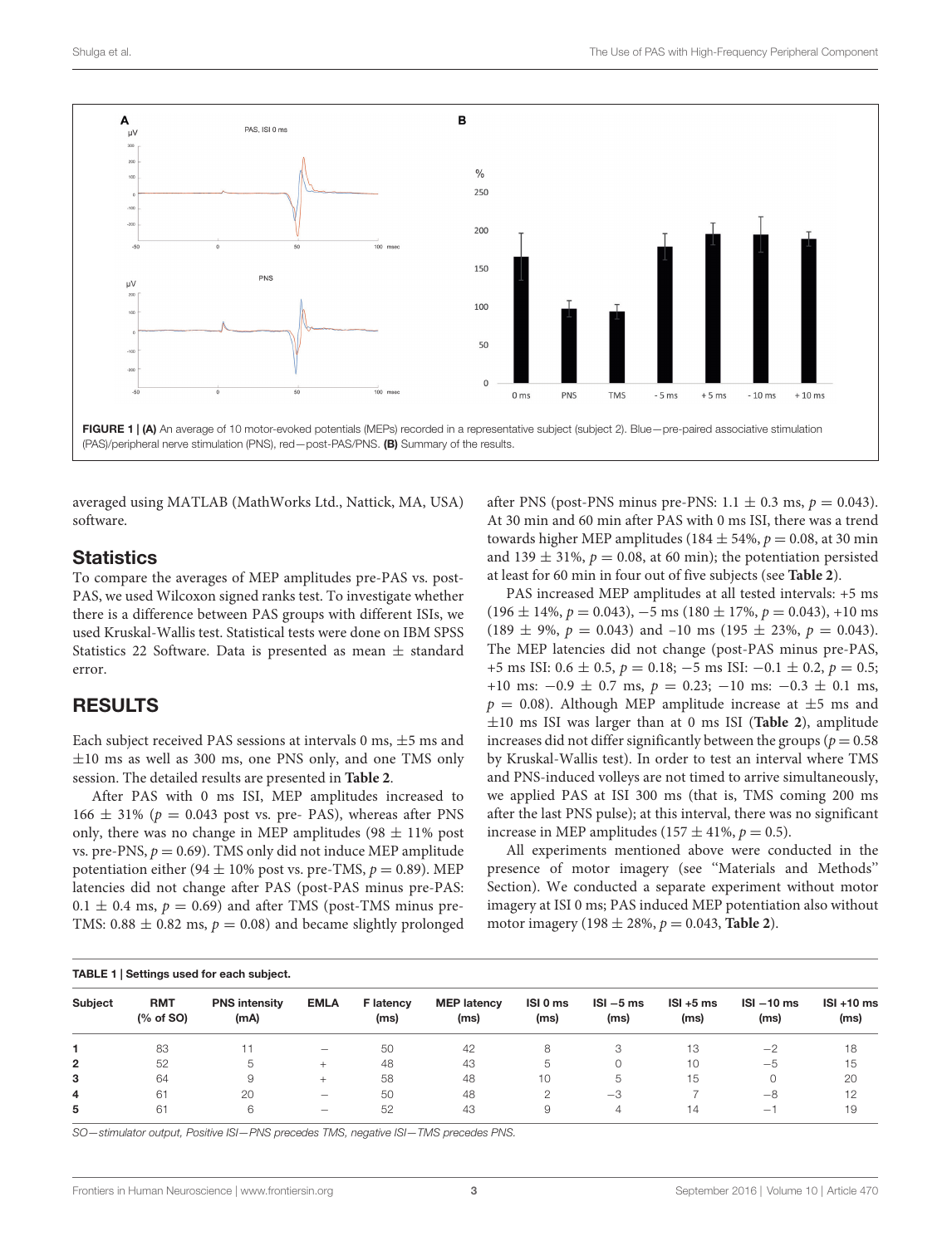FIGURE 1 | (A) An average of 10 motor-evoked potentials (MEPs) recorded in a representative subject (subject 2). Blue—pre-paired associative stimulation (PAS)/peripheral nerve stimulation (PNS), red—post-PAS/PNS. (B) Summary of the results.

averaged using MATLAB (MathWorks Ltd., Nattick, MA, USA) software.

## Statistics

To compare the averages of MEP amplitudes pre-PAS vs. post-PAS, we used Wilcoxon signed ranks test. To investigate whether there is a difference between PAS groups with different ISIs, we used Kruskal-Wallis test. Statistical tests were done on IBM SPSS Statistics 22 Software. Data is presented as mean ± standard error.

## RESULTS

Each subject received PAS sessions at intervals 0 ms, ±5 ms and ±10 ms as well as 300 ms, one PNS only, and one TMS only session. The detailed results are presented in **Table 2**.

After PAS with 0 ms ISI, MEP amplitudes increased to 166 ± 31% ($p = 0.043$ post vs. pre- PAS), whereas after PNS only, there was no change in MEP amplitudes (98 ± 11% post vs. pre-PNS, $p = 0.69$). TMS only did not induce MEP amplitude potentiation either (94 ± 10% post vs. pre-TMS, $p = 0.89$). MEP latencies did not change after PAS (post-PAS minus pre-PAS: 0.1 ± 0.4 ms, $p = 0.69$) and after TMS (post-TMS minus pre-TMS: 0.88 ± 0.82 ms, $p = 0.08$) and became slightly prolonged after PNS (post-PNS minus pre-PNS: 1.1 ± 0.3 ms, $p = 0.043$). At 30 min and 60 min after PAS with 0 ms ISI, there was a trend towards higher MEP amplitudes (184 ± 54%, $p = 0.08$, at 30 min and 139 ± 31%, $p = 0.08$, at 60 min); the potentiation persisted at least for 60 min in four out of five subjects (see **Table 2**).

PAS increased MEP amplitudes at all tested intervals: +5 ms (196 ± 14%, $p = 0.043$), −5 ms (180 ± 17%, $p = 0.043$), +10 ms (189 ± 9%, $p = 0.043$) and –10 ms (195 ± 23%, $p = 0.043$). The MEP latencies did not change (post-PAS minus pre-PAS, +5 ms ISI: 0.6 ± 0.5, $p = 0.18$; −5 ms ISI: −0.1 ± 0.2, $p = 0.5$; +10 ms: −0.9 ± 0.7 ms, $p = 0.23$; −10 ms: −0.3 ± 0.1 ms, $p = 0.08$). Although MEP amplitude increase at ±5 ms and ±10 ms ISI was larger than at 0 ms ISI (**Table 2**), amplitude increases did not differ significantly between the groups ($p = 0.58$ by Kruskal-Wallis test). In order to test an interval where TMS and PNS-induced volleys are not timed to arrive simultaneously, we applied PAS at ISI 300 ms (that is, TMS coming 200 ms after the last PNS pulse); at this interval, there was no significant increase in MEP amplitudes (157 ± 41%, $p = 0.5$).

All experiments mentioned above were conducted in the presence of motor imagery (see "Materials and Methods" Section). We conducted a separate experiment without motor imagery at ISI 0 ms; PAS induced MEP potentiation also without motor imagery (198 ± 28%, $p = 0.043$, **Table 2**).

TABLE 1 | Settings used for each subject.

| Subject | RMT (% of SO) | PNS intensity (mA) | EMLA | F latency (ms) | MEP latency (ms) | ISI 0 ms (ms) | ISI −5 ms (ms) | ISI +5 ms (ms) | ISI −10 ms (ms) | ISI +10 ms (ms) |
|---|---|---|---|---|---|---|---|---|---|---|
| **1** | 83 | 11 | – | 50 | 42 | 8 | 3 | 13 | −2 | 18 |
| **2** | 52 | 5 | + | 48 | 43 | 5 | 0 | 10 | −5 | 15 |
| **3** | 64 | 9 | + | 58 | 48 | 10 | 5 | 15 | 0 | 20 |
| **4** | 61 | 20 | – | 50 | 48 | 2 | −3 | 7 | −8 | 12 |
| **5** | 61 | 6 | – | 52 | 43 | 9 | 4 | 14 | −1 | 19 |

SO—stimulator output, Positive ISI—PNS precedes TMS, negative ISI—TMS precedes PNS.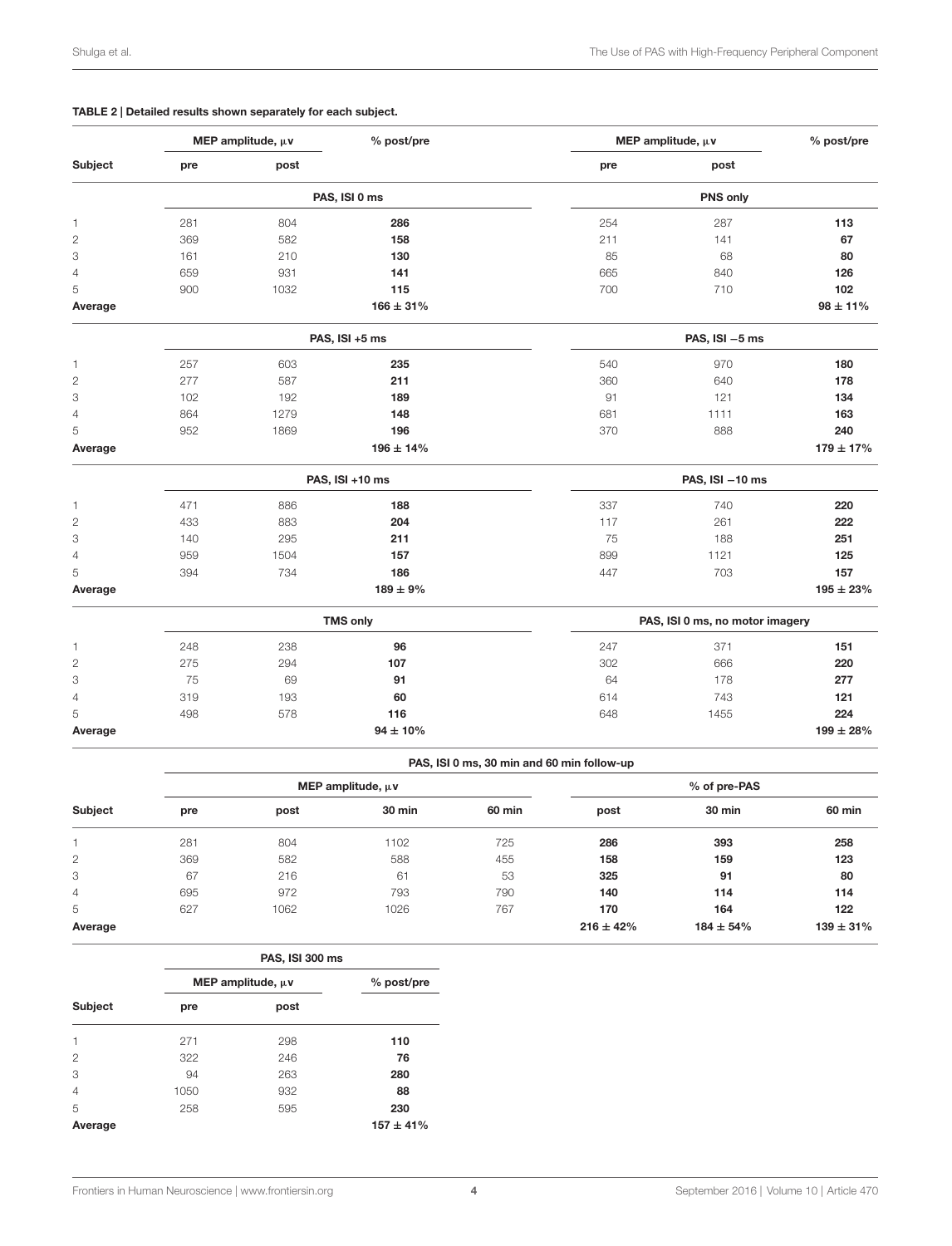**TABLE 2 | Detailed results shown separately for each subject.**

| Subject | MEP amplitude, μv pre | post | % post/pre | MEP amplitude, μv pre | post | % post/pre |
|---|---|---|---|---|---|---|
| | PAS, ISI 0 ms | | | PNS only | | |
| 1 | 281 | 804 | **286** | 254 | 287 | **113** |
| 2 | 369 | 582 | **158** | 211 | 141 | **67** |
| 3 | 161 | 210 | **130** | 85 | 68 | **80** |
| 4 | 659 | 931 | **141** | 665 | 840 | **126** |
| 5 | 900 | 1032 | **115** | 700 | 710 | **102** |
| **Average** | | | **166 ± 31%** | | | **98 ± 11%** |
| | PAS, ISI +5 ms | | | PAS, ISI −5 ms | | |
| 1 | 257 | 603 | **235** | 540 | 970 | **180** |
| 2 | 277 | 587 | **211** | 360 | 640 | **178** |
| 3 | 102 | 192 | **189** | 91 | 121 | **134** |
| 4 | 864 | 1279 | **148** | 681 | 1111 | **163** |
| 5 | 952 | 1869 | **196** | 370 | 888 | **240** |
| **Average** | | | **196 ± 14%** | | | **179 ± 17%** |
| | PAS, ISI +10 ms | | | PAS, ISI −10 ms | | |
| 1 | 471 | 886 | **188** | 337 | 740 | **220** |
| 2 | 433 | 883 | **204** | 117 | 261 | **222** |
| 3 | 140 | 295 | **211** | 75 | 188 | **251** |
| 4 | 959 | 1504 | **157** | 899 | 1121 | **125** |
| 5 | 394 | 734 | **186** | 447 | 703 | **157** |
| **Average** | | | **189 ± 9%** | | | **195 ± 23%** |
| | TMS only | | | PAS, ISI 0 ms, no motor imagery | | |
| 1 | 248 | 238 | **96** | 247 | 371 | **151** |
| 2 | 275 | 294 | **107** | 302 | 666 | **220** |
| 3 | 75 | 69 | **91** | 64 | 178 | **277** |
| 4 | 319 | 193 | **60** | 614 | 743 | **121** |
| 5 | 498 | 578 | **116** | 648 | 1455 | **224** |
| **Average** | | | **94 ± 10%** | | | **199 ± 28%** |

**PAS, ISI 0 ms, 30 min and 60 min follow-up**

| Subject | MEP amplitude, μv pre | post | 30 min | 60 min | % of pre-PAS post | 30 min | 60 min |
|---|---|---|---|---|---|---|---|
| 1 | 281 | 804 | 1102 | 725 | **286** | **393** | **258** |
| 2 | 369 | 582 | 588 | 455 | **158** | **159** | **123** |
| 3 | 67 | 216 | 61 | 53 | **325** | **91** | **80** |
| 4 | 695 | 972 | 793 | 790 | **140** | **114** | **114** |
| 5 | 627 | 1062 | 1026 | 767 | **170** | **164** | **122** |
| **Average** | | | | | **216 ± 42%** | **184 ± 54%** | **139 ± 31%** |

**PAS, ISI 300 ms**

| Subject | MEP amplitude, μv pre | post | % post/pre |
|---|---|---|---|
| 1 | 271 | 298 | **110** |
| 2 | 322 | 246 | **76** |
| 3 | 94 | 263 | **280** |
| 4 | 1050 | 932 | **88** |
| 5 | 258 | 595 | **230** |
| **Average** | | | **157 ± 41%** |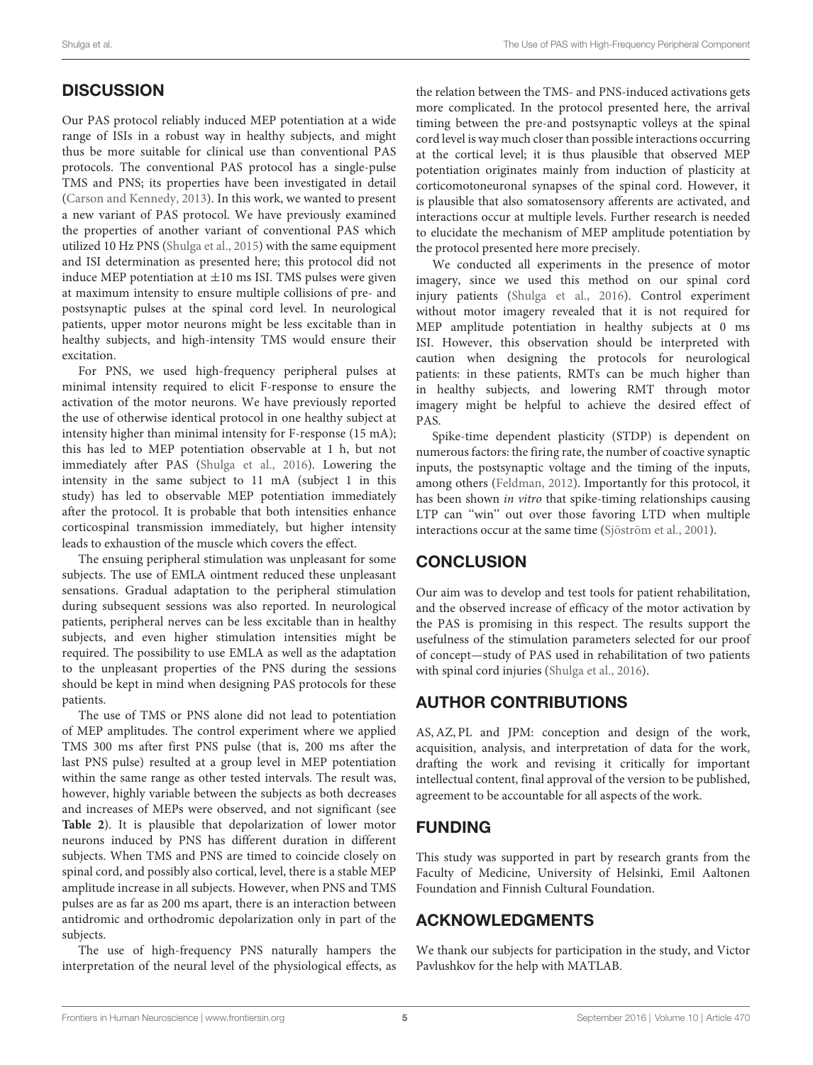## DISCUSSION

Our PAS protocol reliably induced MEP potentiation at a wide range of ISIs in a robust way in healthy subjects, and might thus be more suitable for clinical use than conventional PAS protocols. The conventional PAS protocol has a single-pulse TMS and PNS; its properties have been investigated in detail (Carson and Kennedy, 2013). In this work, we wanted to present a new variant of PAS protocol. We have previously examined the properties of another variant of conventional PAS which utilized 10 Hz PNS (Shulga et al., 2015) with the same equipment and ISI determination as presented here; this protocol did not induce MEP potentiation at ±10 ms ISI. TMS pulses were given at maximum intensity to ensure multiple collisions of pre- and postsynaptic pulses at the spinal cord level. In neurological patients, upper motor neurons might be less excitable than in healthy subjects, and high-intensity TMS would ensure their excitation.

For PNS, we used high-frequency peripheral pulses at minimal intensity required to elicit F-response to ensure the activation of the motor neurons. We have previously reported the use of otherwise identical protocol in one healthy subject at intensity higher than minimal intensity for F-response (15 mA); this has led to MEP potentiation observable at 1 h, but not immediately after PAS (Shulga et al., 2016). Lowering the intensity in the same subject to 11 mA (subject 1 in this study) has led to observable MEP potentiation immediately after the protocol. It is probable that both intensities enhance corticospinal transmission immediately, but higher intensity leads to exhaustion of the muscle which covers the effect.

The ensuing peripheral stimulation was unpleasant for some subjects. The use of EMLA ointment reduced these unpleasant sensations. Gradual adaptation to the peripheral stimulation during subsequent sessions was also reported. In neurological patients, peripheral nerves can be less excitable than in healthy subjects, and even higher stimulation intensities might be required. The possibility to use EMLA as well as the adaptation to the unpleasant properties of the PNS during the sessions should be kept in mind when designing PAS protocols for these patients.

The use of TMS or PNS alone did not lead to potentiation of MEP amplitudes. The control experiment where we applied TMS 300 ms after first PNS pulse (that is, 200 ms after the last PNS pulse) resulted at a group level in MEP potentiation within the same range as other tested intervals. The result was, however, highly variable between the subjects as both decreases and increases of MEPs were observed, and not significant (see **Table 2**). It is plausible that depolarization of lower motor neurons induced by PNS has different duration in different subjects. When TMS and PNS are timed to coincide closely on spinal cord, and possibly also cortical, level, there is a stable MEP amplitude increase in all subjects. However, when PNS and TMS pulses are as far as 200 ms apart, there is an interaction between antidromic and orthodromic depolarization only in part of the subjects.

The use of high-frequency PNS naturally hampers the interpretation of the neural level of the physiological effects, as the relation between the TMS- and PNS-induced activations gets more complicated. In the protocol presented here, the arrival timing between the pre-and postsynaptic volleys at the spinal cord level is way much closer than possible interactions occurring at the cortical level; it is thus plausible that observed MEP potentiation originates mainly from induction of plasticity at corticomotoneuronal synapses of the spinal cord. However, it is plausible that also somatosensory afferents are activated, and interactions occur at multiple levels. Further research is needed to elucidate the mechanism of MEP amplitude potentiation by the protocol presented here more precisely.

We conducted all experiments in the presence of motor imagery, since we used this method on our spinal cord injury patients (Shulga et al., 2016). Control experiment without motor imagery revealed that it is not required for MEP amplitude potentiation in healthy subjects at 0 ms ISI. However, this observation should be interpreted with caution when designing the protocols for neurological patients: in these patients, RMTs can be much higher than in healthy subjects, and lowering RMT through motor imagery might be helpful to achieve the desired effect of PAS.

Spike-time dependent plasticity (STDP) is dependent on numerous factors: the firing rate, the number of coactive synaptic inputs, the postsynaptic voltage and the timing of the inputs, among others (Feldman, 2012). Importantly for this protocol, it has been shown *in vitro* that spike-timing relationships causing LTP can "win" out over those favoring LTD when multiple interactions occur at the same time (Sjöström et al., 2001).

## CONCLUSION

Our aim was to develop and test tools for patient rehabilitation, and the observed increase of efficacy of the motor activation by the PAS is promising in this respect. The results support the usefulness of the stimulation parameters selected for our proof of concept—study of PAS used in rehabilitation of two patients with spinal cord injuries (Shulga et al., 2016).

## AUTHOR CONTRIBUTIONS

AS, AZ, PL and JPM: conception and design of the work, acquisition, analysis, and interpretation of data for the work, drafting the work and revising it critically for important intellectual content, final approval of the version to be published, agreement to be accountable for all aspects of the work.

## FUNDING

This study was supported in part by research grants from the Faculty of Medicine, University of Helsinki, Emil Aaltonen Foundation and Finnish Cultural Foundation.

## ACKNOWLEDGMENTS

We thank our subjects for participation in the study, and Victor Pavlushkov for the help with MATLAB.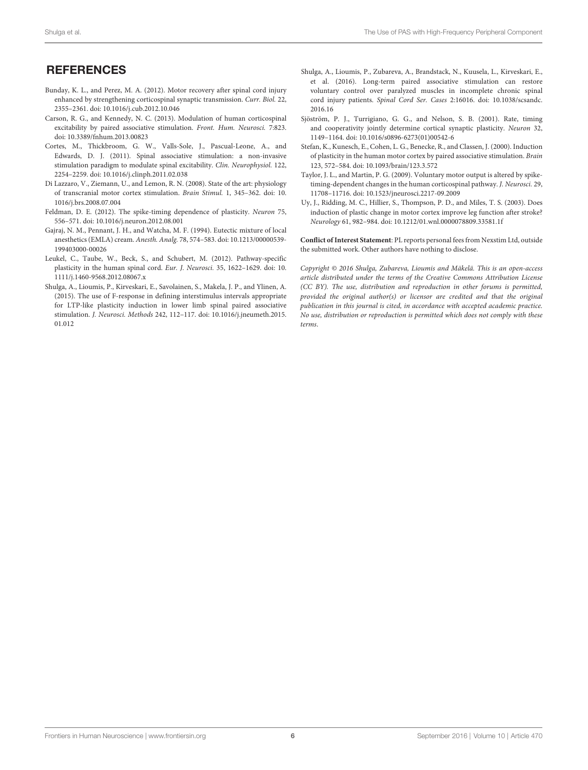## REFERENCES

Bunday, K. L., and Perez, M. A. (2012). Motor recovery after spinal cord injury enhanced by strengthening corticospinal synaptic transmission. *Curr. Biol.* 22, 2355–2361. doi: 10.1016/j.cub.2012.10.046

Carson, R. G., and Kennedy, N. C. (2013). Modulation of human corticospinal excitability by paired associative stimulation. *Front. Hum. Neurosci.* 7:823. doi: 10.3389/fnhum.2013.00823

Cortes, M., Thickbroom, G. W., Valls-Sole, J., Pascual-Leone, A., and Edwards, D. J. (2011). Spinal associative stimulation: a non-invasive stimulation paradigm to modulate spinal excitability. *Clin. Neurophysiol.* 122, 2254–2259. doi: 10.1016/j.clinph.2011.02.038

Di Lazzaro, V., Ziemann, U., and Lemon, R. N. (2008). State of the art: physiology of transcranial motor cortex stimulation. *Brain Stimul.* 1, 345–362. doi: 10.1016/j.brs.2008.07.004

Feldman, D. E. (2012). The spike-timing dependence of plasticity. *Neuron* 75, 556–571. doi: 10.1016/j.neuron.2012.08.001

Gajraj, N. M., Pennant, J. H., and Watcha, M. F. (1994). Eutectic mixture of local anesthetics (EMLA) cream. *Anesth. Analg.* 78, 574–583. doi: 10.1213/00000539-199403000-00026

Leukel, C., Taube, W., Beck, S., and Schubert, M. (2012). Pathway-specific plasticity in the human spinal cord. *Eur. J. Neurosci.* 35, 1622–1629. doi: 10.1111/j.1460-9568.2012.08067.x

Shulga, A., Lioumis, P., Kirveskari, E., Savolainen, S., Makela, J. P., and Ylinen, A. (2015). The use of F-response in defining interstimulus intervals appropriate for LTP-like plasticity induction in lower limb spinal paired associative stimulation. *J. Neurosci. Methods* 242, 112–117. doi: 10.1016/j.jneumeth.2015.01.012

Shulga, A., Lioumis, P., Zubareva, A., Brandstack, N., Kuusela, L., Kirveskari, E., et al. (2016). Long-term paired associative stimulation can restore voluntary control over paralyzed muscles in incomplete chronic spinal cord injury patients. *Spinal Cord Ser. Cases* 2:16016. doi: 10.1038/scsandc.2016.16

Sjöström, P. J., Turrigiano, G. G., and Nelson, S. B. (2001). Rate, timing and cooperativity jointly determine cortical synaptic plasticity. *Neuron* 32, 1149–1164. doi: 10.1016/s0896-6273(01)00542-6

Stefan, K., Kunesch, E., Cohen, L. G., Benecke, R., and Classen, J. (2000). Induction of plasticity in the human motor cortex by paired associative stimulation. *Brain* 123, 572–584. doi: 10.1093/brain/123.3.572

Taylor, J. L., and Martin, P. G. (2009). Voluntary motor output is altered by spike-timing-dependent changes in the human corticospinal pathway. *J. Neurosci.* 29, 11708–11716. doi: 10.1523/jneurosci.2217-09.2009

Uy, J., Ridding, M. C., Hillier, S., Thompson, P. D., and Miles, T. S. (2003). Does induction of plastic change in motor cortex improve leg function after stroke? *Neurology* 61, 982–984. doi: 10.1212/01.wnl.0000078809.33581.1f

**Conflict of Interest Statement**: PL reports personal fees from Nexstim Ltd, outside the submitted work. Other authors have nothing to disclose.

*Copyright © 2016 Shulga, Zubareva, Lioumis and Mäkelä. This is an open-access article distributed under the terms of the Creative Commons Attribution License (CC BY). The use, distribution and reproduction in other forums is permitted, provided the original author(s) or licensor are credited and that the original publication in this journal is cited, in accordance with accepted academic practice. No use, distribution or reproduction is permitted which does not comply with these terms.*